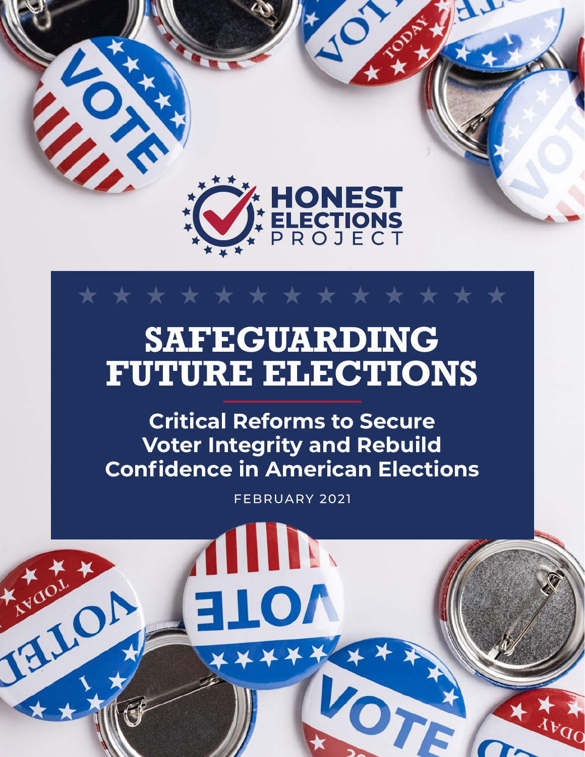**HONEST ELECTIONS PROJECT**

# SAFEGUARDING FUTURE ELECTIONS

## Critical Reforms to Secure Voter Integrity and Rebuild Confidence in American Elections

FEBRUARY 2021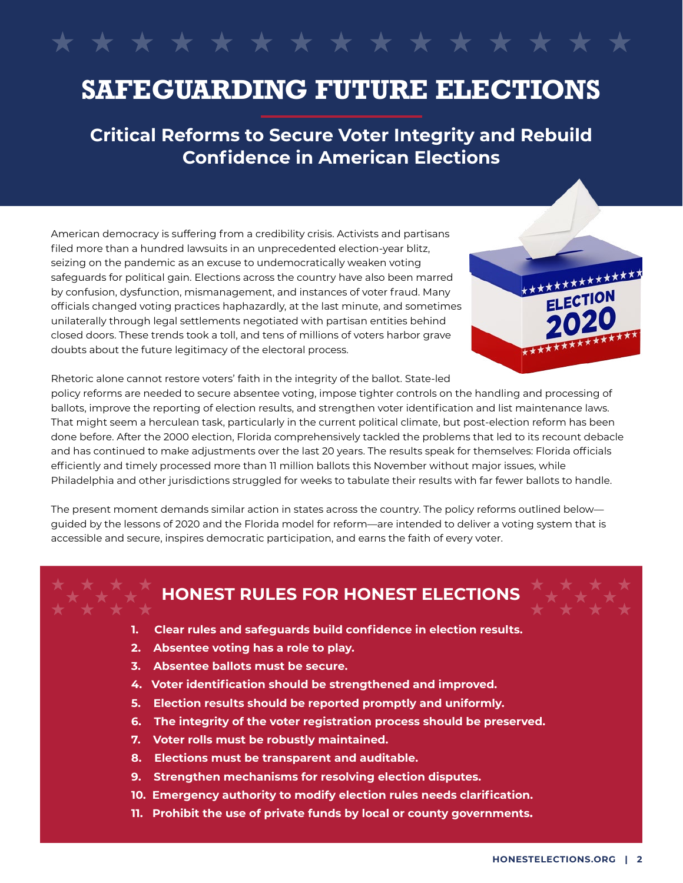# SAFEGUARDING FUTURE ELECTIONS

## Critical Reforms to Secure Voter Integrity and Rebuild Confidence in American Elections

American democracy is suffering from a credibility crisis. Activists and partisans filed more than a hundred lawsuits in an unprecedented election-year blitz, seizing on the pandemic as an excuse to undemocratically weaken voting safeguards for political gain. Elections across the country have also been marred by confusion, dysfunction, mismanagement, and instances of voter fraud. Many officials changed voting practices haphazardly, at the last minute, and sometimes unilaterally through legal settlements negotiated with partisan entities behind closed doors. These trends took a toll, and tens of millions of voters harbor grave doubts about the future legitimacy of the electoral process.

Rhetoric alone cannot restore voters' faith in the integrity of the ballot. State-led policy reforms are needed to secure absentee voting, impose tighter controls on the handling and processing of ballots, improve the reporting of election results, and strengthen voter identification and list maintenance laws. That might seem a herculean task, particularly in the current political climate, but post-election reform has been done before. After the 2000 election, Florida comprehensively tackled the problems that led to its recount debacle and has continued to make adjustments over the last 20 years. The results speak for themselves: Florida officials efficiently and timely processed more than 11 million ballots this November without major issues, while Philadelphia and other jurisdictions struggled for weeks to tabulate their results with far fewer ballots to handle.

The present moment demands similar action in states across the country. The policy reforms outlined below—guided by the lessons of 2020 and the Florida model for reform—are intended to deliver a voting system that is accessible and secure, inspires democratic participation, and earns the faith of every voter.

## HONEST RULES FOR HONEST ELECTIONS

1. **Clear rules and safeguards build confidence in election results.**
2. **Absentee voting has a role to play.**
3. **Absentee ballots must be secure.**
4. **Voter identification should be strengthened and improved.**
5. **Election results should be reported promptly and uniformly.**
6. **The integrity of the voter registration process should be preserved.**
7. **Voter rolls must be robustly maintained.**
8. **Elections must be transparent and auditable.**
9. **Strengthen mechanisms for resolving election disputes.**
10. **Emergency authority to modify election rules needs clarification.**
11. **Prohibit the use of private funds by local or county governments.**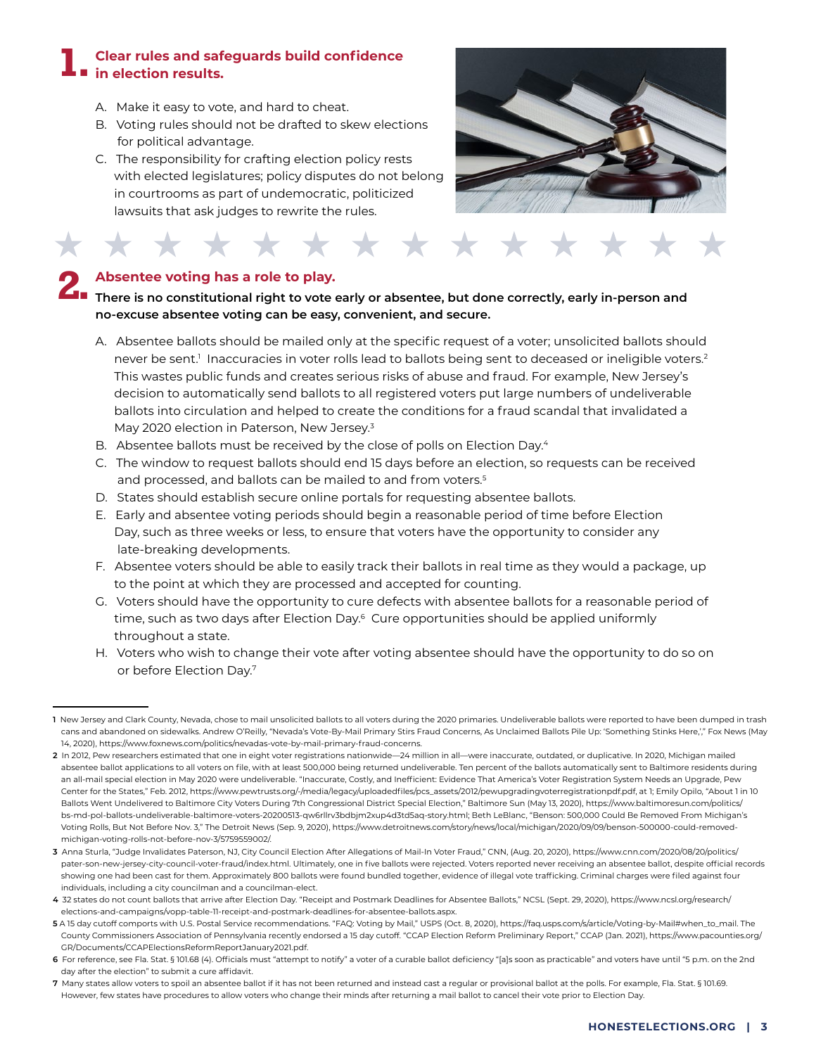## 1. Clear rules and safeguards build confidence in election results.

A. Make it easy to vote, and hard to cheat.
B. Voting rules should not be drafted to skew elections for political advantage.
C. The responsibility for crafting election policy rests with elected legislatures; policy disputes do not belong in courtrooms as part of undemocratic, politicized lawsuits that ask judges to rewrite the rules.

## 2. Absentee voting has a role to play.

**There is no constitutional right to vote early or absentee, but done correctly, early in-person and no-excuse absentee voting can be easy, convenient, and secure.**

A. Absentee ballots should be mailed only at the specific request of a voter; unsolicited ballots should never be sent.[1] Inaccuracies in voter rolls lead to ballots being sent to deceased or ineligible voters.[2] This wastes public funds and creates serious risks of abuse and fraud. For example, New Jersey's decision to automatically send ballots to all registered voters put large numbers of undeliverable ballots into circulation and helped to create the conditions for a fraud scandal that invalidated a May 2020 election in Paterson, New Jersey.[3]
B. Absentee ballots must be received by the close of polls on Election Day.[4]
C. The window to request ballots should end 15 days before an election, so requests can be received and processed, and ballots can be mailed to and from voters.[5]
D. States should establish secure online portals for requesting absentee ballots.
E. Early and absentee voting periods should begin a reasonable period of time before Election Day, such as three weeks or less, to ensure that voters have the opportunity to consider any late-breaking developments.
F. Absentee voters should be able to easily track their ballots in real time as they would a package, up to the point at which they are processed and accepted for counting.
G. Voters should have the opportunity to cure defects with absentee ballots for a reasonable period of time, such as two days after Election Day.[6] Cure opportunities should be applied uniformly throughout a state.
H. Voters who wish to change their vote after voting absentee should have the opportunity to do so on or before Election Day.[7]

---

1 New Jersey and Clark County, Nevada, chose to mail unsolicited ballots to all voters during the 2020 primaries. Undeliverable ballots were reported to have been dumped in trash cans and abandoned on sidewalks. Andrew O'Reilly, "Nevada's Vote-By-Mail Primary Stirs Fraud Concerns, As Unclaimed Ballots Pile Up: 'Something Stinks Here,'" Fox News (May 14, 2020), https://www.foxnews.com/politics/nevadas-vote-by-mail-primary-fraud-concerns.

2 In 2012, Pew researchers estimated that one in eight voter registrations nationwide—24 million in all—were inaccurate, outdated, or duplicative. In 2020, Michigan mailed absentee ballot applications to all voters on file, with at least 500,000 being returned undeliverable. Ten percent of the ballots automatically sent to Baltimore residents during an all-mail special election in May 2020 were undeliverable. "Inaccurate, Costly, and Inefficient: Evidence That America's Voter Registration System Needs an Upgrade, Pew Center for the States," Feb. 2012, https://www.pewtrusts.org/-/media/legacy/uploadedfiles/pcs_assets/2012/pewupgradingvoterregistrationpdf.pdf, at 1; Emily Opilo, "About 1 in 10 Ballots Went Undelivered to Baltimore City Voters During 7th Congressional District Special Election," Baltimore Sun (May 13, 2020), https://www.baltimoresun.com/politics/bs-md-pol-ballots-undeliverable-baltimore-voters-20200513-qw6rllrv3bdbjm2xup4d3td5aq-story.html; Beth LeBlanc, "Benson: 500,000 Could Be Removed From Michigan's Voting Rolls, But Not Before Nov. 3," The Detroit News (Sep. 9, 2020), https://www.detroitnews.com/story/news/local/michigan/2020/09/09/benson-500000-could-removed-michigan-voting-rolls-not-before-nov-3/5759559002/.

3 Anna Sturla, "Judge Invalidates Paterson, NJ, City Council Election After Allegations of Mail-In Voter Fraud," CNN, (Aug. 20, 2020), https://www.cnn.com/2020/08/20/politics/pater-son-new-jersey-city-council-voter-fraud/index.html. Ultimately, one in five ballots were rejected. Voters reported never receiving an absentee ballot, despite official records showing one had been cast for them. Approximately 800 ballots were found bundled together, evidence of illegal vote trafficking. Criminal charges were filed against four individuals, including a city councilman and a councilman-elect.

4 32 states do not count ballots that arrive after Election Day. "Receipt and Postmark Deadlines for Absentee Ballots," NCSL (Sept. 29, 2020), https://www.ncsl.org/research/elections-and-campaigns/vopp-table-11-receipt-and-postmark-deadlines-for-absentee-ballots.aspx.

5 A 15 day cutoff comports with U.S. Postal Service recommendations. "FAQ: Voting by Mail," USPS (Oct. 8, 2020), https://faq.usps.com/s/article/Voting-by-Mail#when_to_mail. The County Commissioners Association of Pennsylvania recently endorsed a 15 day cutoff. "CCAP Election Reform Preliminary Report," CCAP (Jan. 2021), https://www.pacounties.org/GR/Documents/CCAPElectionsReformReportJanuary2021.pdf.

6 For reference, see Fla. Stat. § 101.68 (4). Officials must "attempt to notify" a voter of a curable ballot deficiency "[a]s soon as practicable" and voters have until "5 p.m. on the 2nd day after the election" to submit a cure affidavit.

7 Many states allow voters to spoil an absentee ballot if it has not been returned and instead cast a regular or provisional ballot at the polls. For example, Fla. Stat. § 101.69. However, few states have procedures to allow voters who change their minds after returning a mail ballot to cancel their vote prior to Election Day.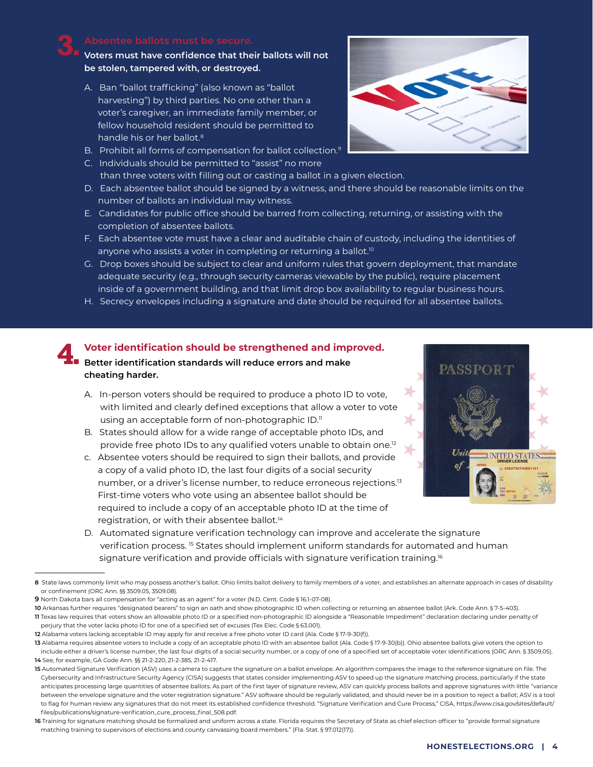## 3. Absentee ballots must be secure.

**Voters must have confidence that their ballots will not be stolen, tampered with, or destroyed.**

A. Ban "ballot trafficking" (also known as "ballot harvesting") by third parties. No one other than a voter's caregiver, an immediate family member, or fellow household resident should be permitted to handle his or her ballot.[8]

B. Prohibit all forms of compensation for ballot collection.[9]

C. Individuals should be permitted to "assist" no more than three voters with filling out or casting a ballot in a given election.

D. Each absentee ballot should be signed by a witness, and there should be reasonable limits on the number of ballots an individual may witness.

E. Candidates for public office should be barred from collecting, returning, or assisting with the completion of absentee ballots.

F. Each absentee vote must have a clear and auditable chain of custody, including the identities of anyone who assists a voter in completing or returning a ballot.[10]

G. Drop boxes should be subject to clear and uniform rules that govern deployment, that mandate adequate security (e.g., through security cameras viewable by the public), require placement inside of a government building, and that limit drop box availability to regular business hours.

H. Secrecy envelopes including a signature and date should be required for all absentee ballots.

## 4. Voter identification should be strengthened and improved.

**Better identification standards will reduce errors and make cheating harder.**

A. In-person voters should be required to produce a photo ID to vote, with limited and clearly defined exceptions that allow a voter to vote using an acceptable form of non-photographic ID.[11]

B. States should allow for a wide range of acceptable photo IDs, and provide free photo IDs to any qualified voters unable to obtain one.[12]

c. Absentee voters should be required to sign their ballots, and provide a copy of a valid photo ID, the last four digits of a social security number, or a driver's license number, to reduce erroneous rejections.[13] First-time voters who vote using an absentee ballot should be required to include a copy of an acceptable photo ID at the time of registration, or with their absentee ballot.[14]

D. Automated signature verification technology can improve and accelerate the signature verification process. [15] States should implement uniform standards for automated and human signature verification and provide officials with signature verification training.[16]

---

**8** State laws commonly limit who may possess another's ballot. Ohio limits ballot delivery to family members of a voter, and establishes an alternate approach in cases of disability or confinement (ORC Ann. §§ 3509.05, 3509.08).

**9** North Dakota bars all compensation for "acting as an agent" for a voter (N.D. Cent. Code § 16.1-07-08).

**10** Arkansas further requires "designated bearers" to sign an oath and show photographic ID when collecting or returning an absentee ballot (Ark. Code Ann. § 7-5-403).

**11** Texas law requires that voters show an allowable photo ID or a specified non-photographic ID alongside a "Reasonable Impediment" declaration declaring under penalty of perjury that the voter lacks photo ID for one of a specified set of excuses (Tex Elec. Code § 63.001).

**12** Alabama voters lacking acceptable ID may apply for and receive a free photo voter ID card (Ala. Code § 17-9-30(f)).

**13** Alabama requires absentee voters to include a copy of an acceptable photo ID with an absentee ballot (Ala. Code § 17-9-30(b)). Ohio absentee ballots give voters the option to include either a driver's license number, the last four digits of a social security number, or a copy of one of a specified set of acceptable voter identifications (ORC Ann. § 3509.05).

**14** See, for example, GA Code Ann. §§ 21-2-220, 21-2-385, 21-2-417.

**15** Automated Signature Verification (ASV) uses a camera to capture the signature on a ballot envelope. An algorithm compares the image to the reference signature on file. The Cybersecurity and Infrastructure Security Agency (CISA) suggests that states consider implementing ASV to speed up the signature matching process, particularly if the state anticipates processing large quantities of absentee ballots. As part of the first layer of signature review, ASV can quickly process ballots and approve signatures with little "variance between the envelope signature and the voter registration signature." ASV software should be regularly validated, and should never be in a position to reject a ballot; ASV is a tool to flag for human review any signatures that do not meet its established confidence threshold. "Signature Verification and Cure Process," CISA, https://www.cisa.gov/sites/default/files/publications/signature-verification_cure_process_final_508.pdf.

**16** Training for signature matching should be formalized and uniform across a state. Florida requires the Secretary of State as chief election officer to "provide formal signature matching training to supervisors of elections and county canvassing board members." (Fla. Stat. § 97.012(17)).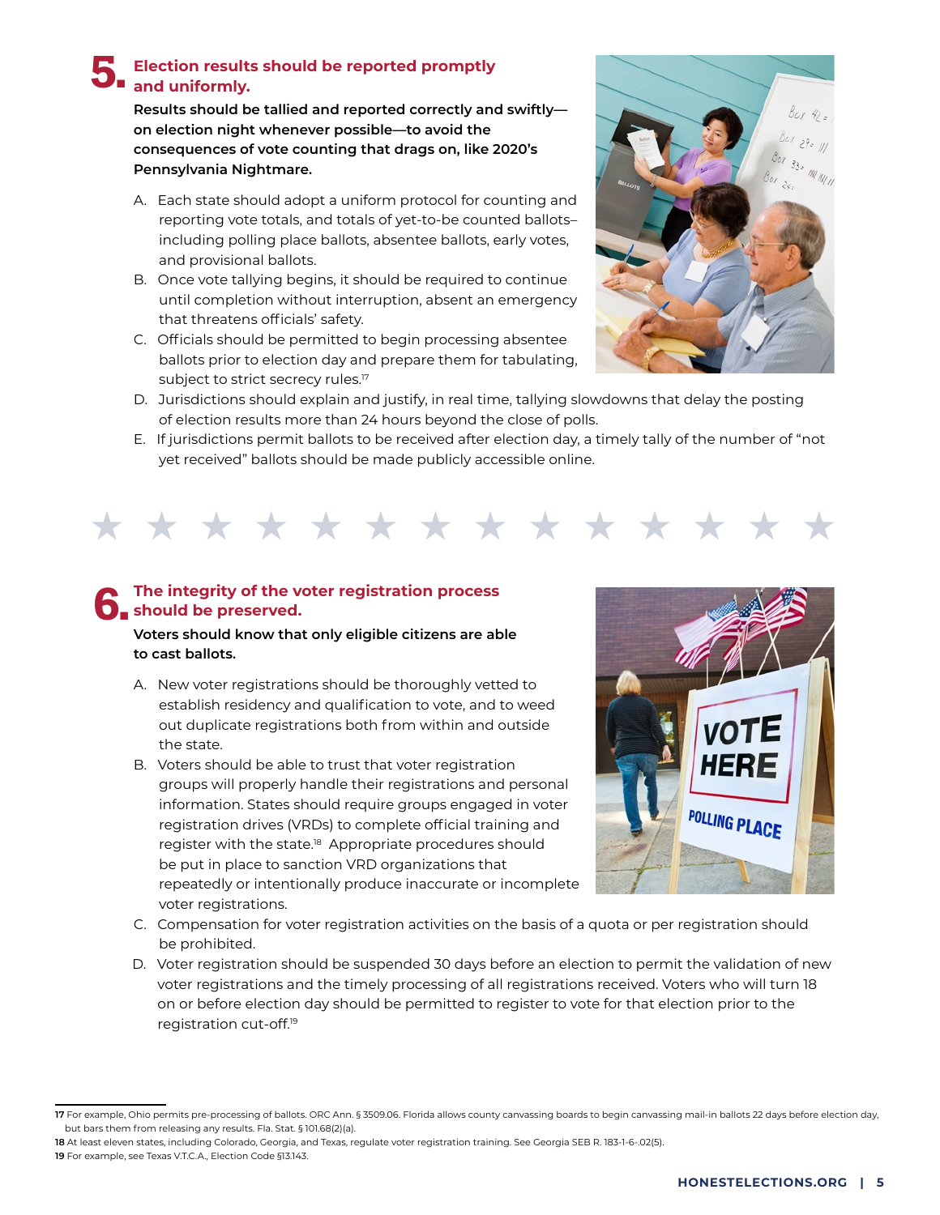## 5. Election results should be reported promptly and uniformly.

**Results should be tallied and reported correctly and swiftly—on election night whenever possible—to avoid the consequences of vote counting that drags on, like 2020's Pennsylvania Nightmare.**

A. Each state should adopt a uniform protocol for counting and reporting vote totals, and totals of yet-to-be counted ballots–including polling place ballots, absentee ballots, early votes, and provisional ballots.

B. Once vote tallying begins, it should be required to continue until completion without interruption, absent an emergency that threatens officials' safety.

C. Officials should be permitted to begin processing absentee ballots prior to election day and prepare them for tabulating, subject to strict secrecy rules.[17]

D. Jurisdictions should explain and justify, in real time, tallying slowdowns that delay the posting of election results more than 24 hours beyond the close of polls.

E. If jurisdictions permit ballots to be received after election day, a timely tally of the number of "not yet received" ballots should be made publicly accessible online.

★ ★ ★ ★ ★ ★ ★ ★ ★ ★ ★ ★ ★ ★

## 6. The integrity of the voter registration process should be preserved.

**Voters should know that only eligible citizens are able to cast ballots.**

A. New voter registrations should be thoroughly vetted to establish residency and qualification to vote, and to weed out duplicate registrations both from within and outside the state.

B. Voters should be able to trust that voter registration groups will properly handle their registrations and personal information. States should require groups engaged in voter registration drives (VRDs) to complete official training and register with the state.[18] Appropriate procedures should be put in place to sanction VRD organizations that repeatedly or intentionally produce inaccurate or incomplete voter registrations.

C. Compensation for voter registration activities on the basis of a quota or per registration should be prohibited.

D. Voter registration should be suspended 30 days before an election to permit the validation of new voter registrations and the timely processing of all registrations received. Voters who will turn 18 on or before election day should be permitted to register to vote for that election prior to the registration cut-off.[19]

---

**17** For example, Ohio permits pre-processing of ballots. ORC Ann. § 3509.06. Florida allows county canvassing boards to begin canvassing mail-in ballots 22 days before election day, but bars them from releasing any results. Fla. Stat. § 101.68(2)(a).

**18** At least eleven states, including Colorado, Georgia, and Texas, regulate voter registration training. See Georgia SEB R. 183-1-6-.02(5).

**19** For example, see Texas V.T.C.A., Election Code §13.143.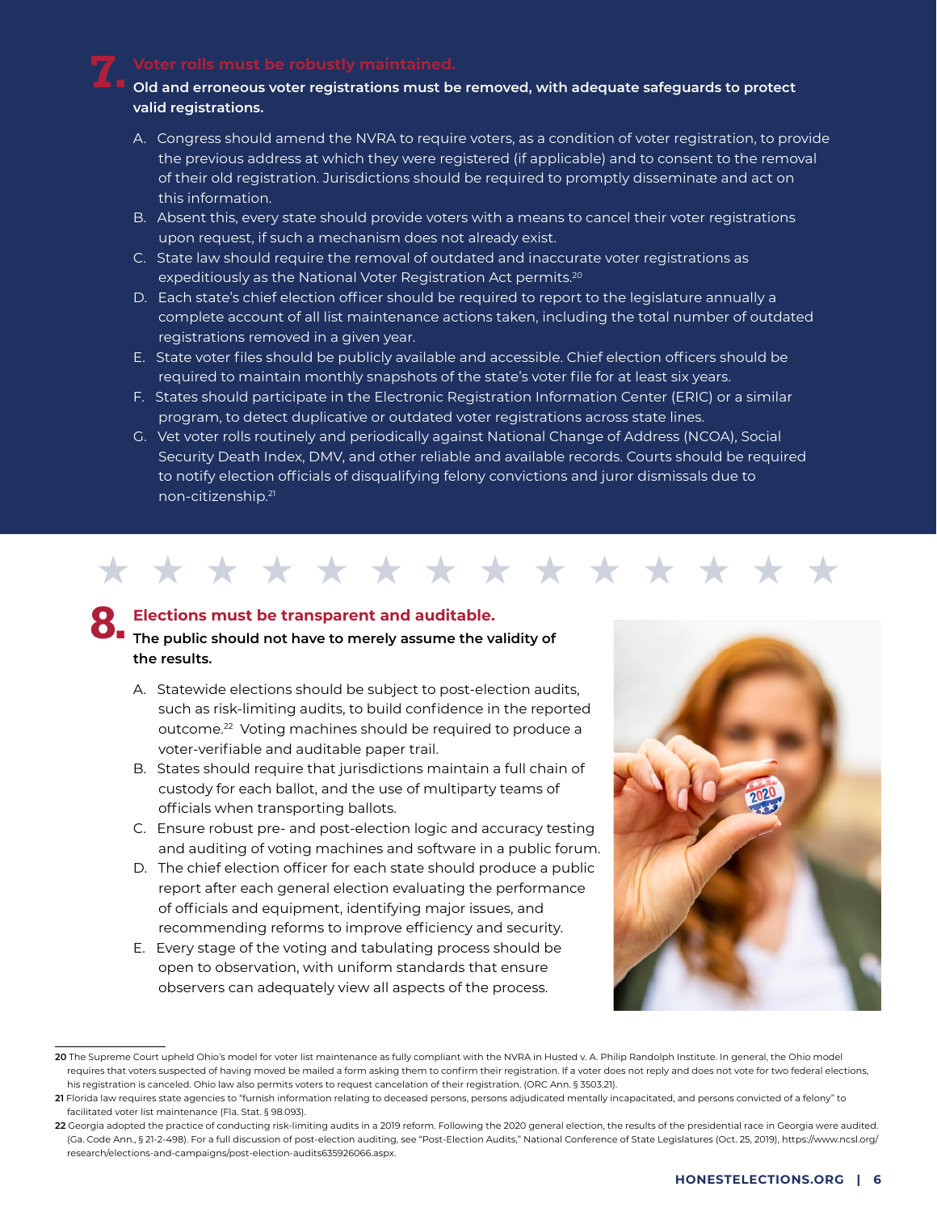## 7. Voter rolls must be robustly maintained.

**Old and erroneous voter registrations must be removed, with adequate safeguards to protect valid registrations.**

A. Congress should amend the NVRA to require voters, as a condition of voter registration, to provide the previous address at which they were registered (if applicable) and to consent to the removal of their old registration. Jurisdictions should be required to promptly disseminate and act on this information.

B. Absent this, every state should provide voters with a means to cancel their voter registrations upon request, if such a mechanism does not already exist.

C. State law should require the removal of outdated and inaccurate voter registrations as expeditiously as the National Voter Registration Act permits.[20]

D. Each state's chief election officer should be required to report to the legislature annually a complete account of all list maintenance actions taken, including the total number of outdated registrations removed in a given year.

E. State voter files should be publicly available and accessible. Chief election officers should be required to maintain monthly snapshots of the state's voter file for at least six years.

F. States should participate in the Electronic Registration Information Center (ERIC) or a similar program, to detect duplicative or outdated voter registrations across state lines.

G. Vet voter rolls routinely and periodically against National Change of Address (NCOA), Social Security Death Index, DMV, and other reliable and available records. Courts should be required to notify election officials of disqualifying felony convictions and juror dismissals due to non-citizenship.[21]

## 8. Elections must be transparent and auditable.

**The public should not have to merely assume the validity of the results.**

A. Statewide elections should be subject to post-election audits, such as risk-limiting audits, to build confidence in the reported outcome.[22] Voting machines should be required to produce a voter-verifiable and auditable paper trail.

B. States should require that jurisdictions maintain a full chain of custody for each ballot, and the use of multiparty teams of officials when transporting ballots.

C. Ensure robust pre- and post-election logic and accuracy testing and auditing of voting machines and software in a public forum.

D. The chief election officer for each state should produce a public report after each general election evaluating the performance of officials and equipment, identifying major issues, and recommending reforms to improve efficiency and security.

E. Every stage of the voting and tabulating process should be open to observation, with uniform standards that ensure observers can adequately view all aspects of the process.

---

20 The Supreme Court upheld Ohio's model for voter list maintenance as fully compliant with the NVRA in Husted v. A. Philip Randolph Institute. In general, the Ohio model requires that voters suspected of having moved be mailed a form asking them to confirm their registration. If a voter does not reply and does not vote for two federal elections, his registration is canceled. Ohio law also permits voters to request cancelation of their registration. (ORC Ann. § 3503.21).

21 Florida law requires state agencies to "furnish information relating to deceased persons, persons adjudicated mentally incapacitated, and persons convicted of a felony" to facilitated voter list maintenance (Fla. Stat. § 98.093).

22 Georgia adopted the practice of conducting risk-limiting audits in a 2019 reform. Following the 2020 general election, the results of the presidential race in Georgia were audited. (Ga. Code Ann., § 21-2-498). For a full discussion of post-election auditing, see "Post-Election Audits," National Conference of State Legislatures (Oct. 25, 2019), https://www.ncsl.org/research/elections-and-campaigns/post-election-audits635926066.aspx.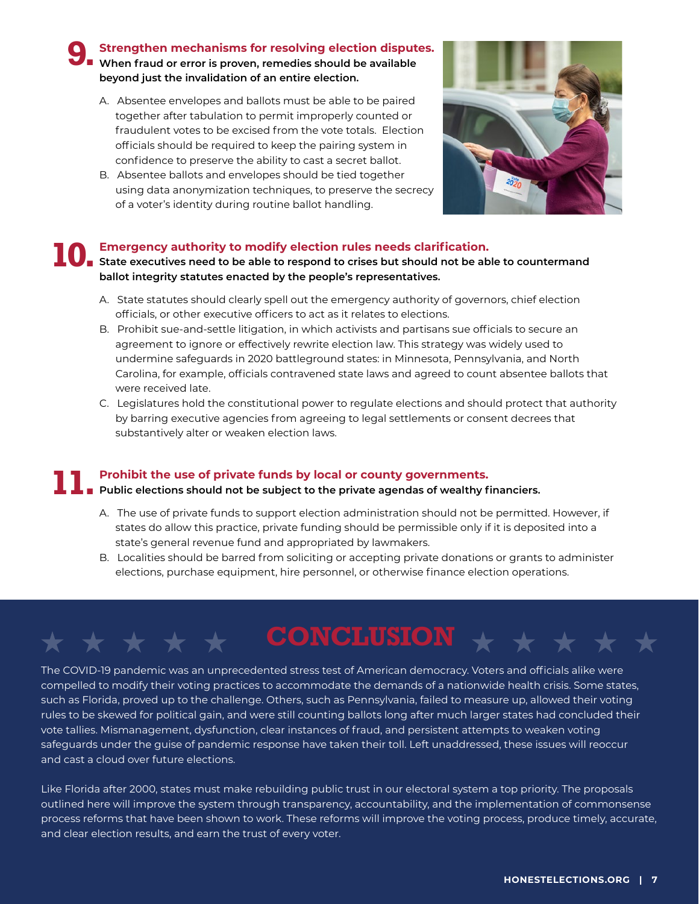## 9. Strengthen mechanisms for resolving election disputes.

**When fraud or error is proven, remedies should be available beyond just the invalidation of an entire election.**

A. Absentee envelopes and ballots must be able to be paired together after tabulation to permit improperly counted or fraudulent votes to be excised from the vote totals. Election officials should be required to keep the pairing system in confidence to preserve the ability to cast a secret ballot.

B. Absentee ballots and envelopes should be tied together using data anonymization techniques, to preserve the secrecy of a voter's identity during routine ballot handling.

## 10. Emergency authority to modify election rules needs clarification.

**State executives need to be able to respond to crises but should not be able to countermand ballot integrity statutes enacted by the people's representatives.**

A. State statutes should clearly spell out the emergency authority of governors, chief election officials, or other executive officers to act as it relates to elections.

B. Prohibit sue-and-settle litigation, in which activists and partisans sue officials to secure an agreement to ignore or effectively rewrite election law. This strategy was widely used to undermine safeguards in 2020 battleground states: in Minnesota, Pennsylvania, and North Carolina, for example, officials contravened state laws and agreed to count absentee ballots that were received late.

C. Legislatures hold the constitutional power to regulate elections and should protect that authority by barring executive agencies from agreeing to legal settlements or consent decrees that substantively alter or weaken election laws.

## 11. Prohibit the use of private funds by local or county governments.

**Public elections should not be subject to the private agendas of wealthy financiers.**

A. The use of private funds to support election administration should not be permitted. However, if states do allow this practice, private funding should be permissible only if it is deposited into a state's general revenue fund and appropriated by lawmakers.

B. Localities should be barred from soliciting or accepting private donations or grants to administer elections, purchase equipment, hire personnel, or otherwise finance election operations.

# CONCLUSION

The COVID-19 pandemic was an unprecedented stress test of American democracy. Voters and officials alike were compelled to modify their voting practices to accommodate the demands of a nationwide health crisis. Some states, such as Florida, proved up to the challenge. Others, such as Pennsylvania, failed to measure up, allowed their voting rules to be skewed for political gain, and were still counting ballots long after much larger states had concluded their vote tallies. Mismanagement, dysfunction, clear instances of fraud, and persistent attempts to weaken voting safeguards under the guise of pandemic response have taken their toll. Left unaddressed, these issues will reoccur and cast a cloud over future elections.

Like Florida after 2000, states must make rebuilding public trust in our electoral system a top priority. The proposals outlined here will improve the system through transparency, accountability, and the implementation of commonsense process reforms that have been shown to work. These reforms will improve the voting process, produce timely, accurate, and clear election results, and earn the trust of every voter.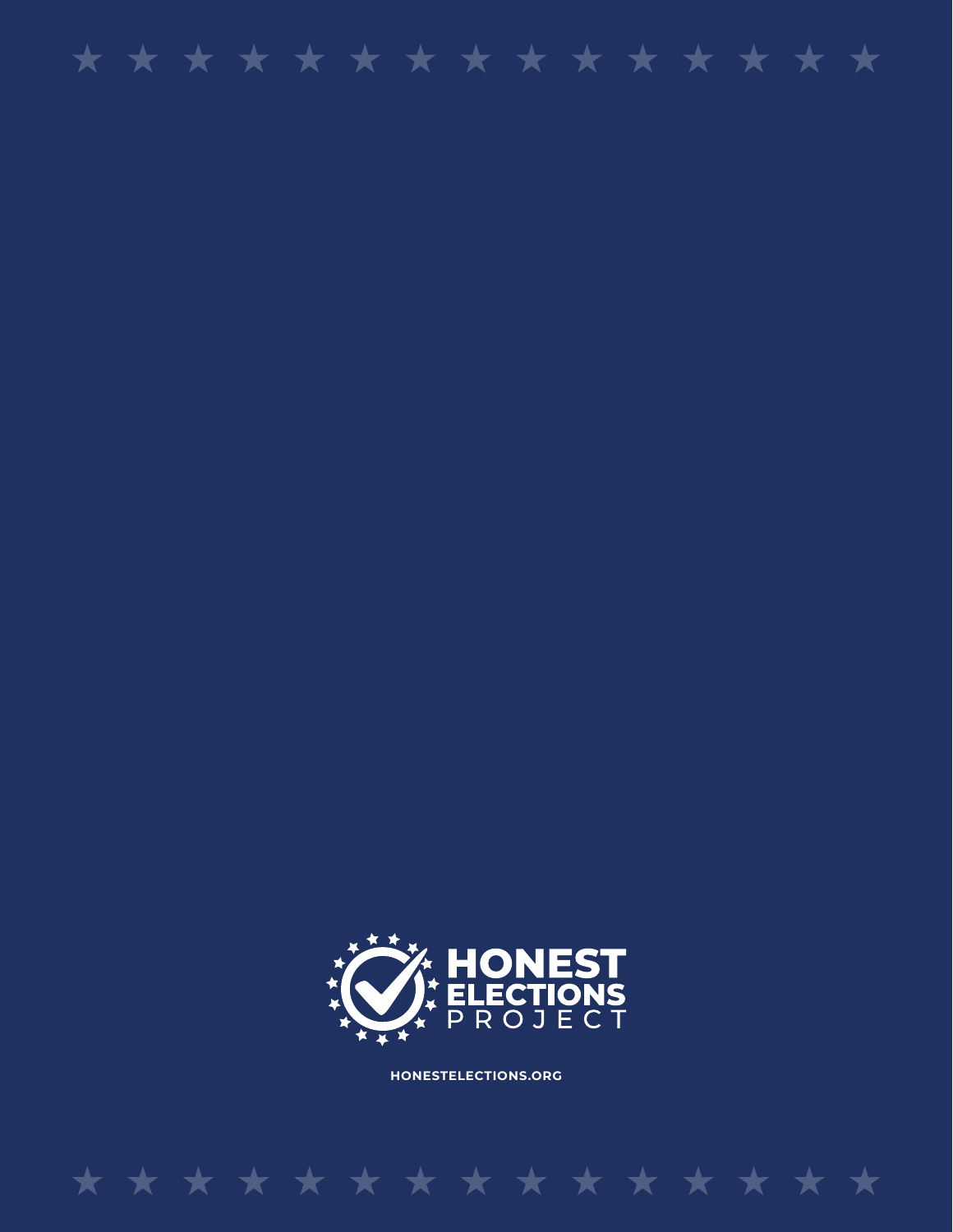HONEST ELECTIONS PROJECT

HONESTELECTIONS.ORG